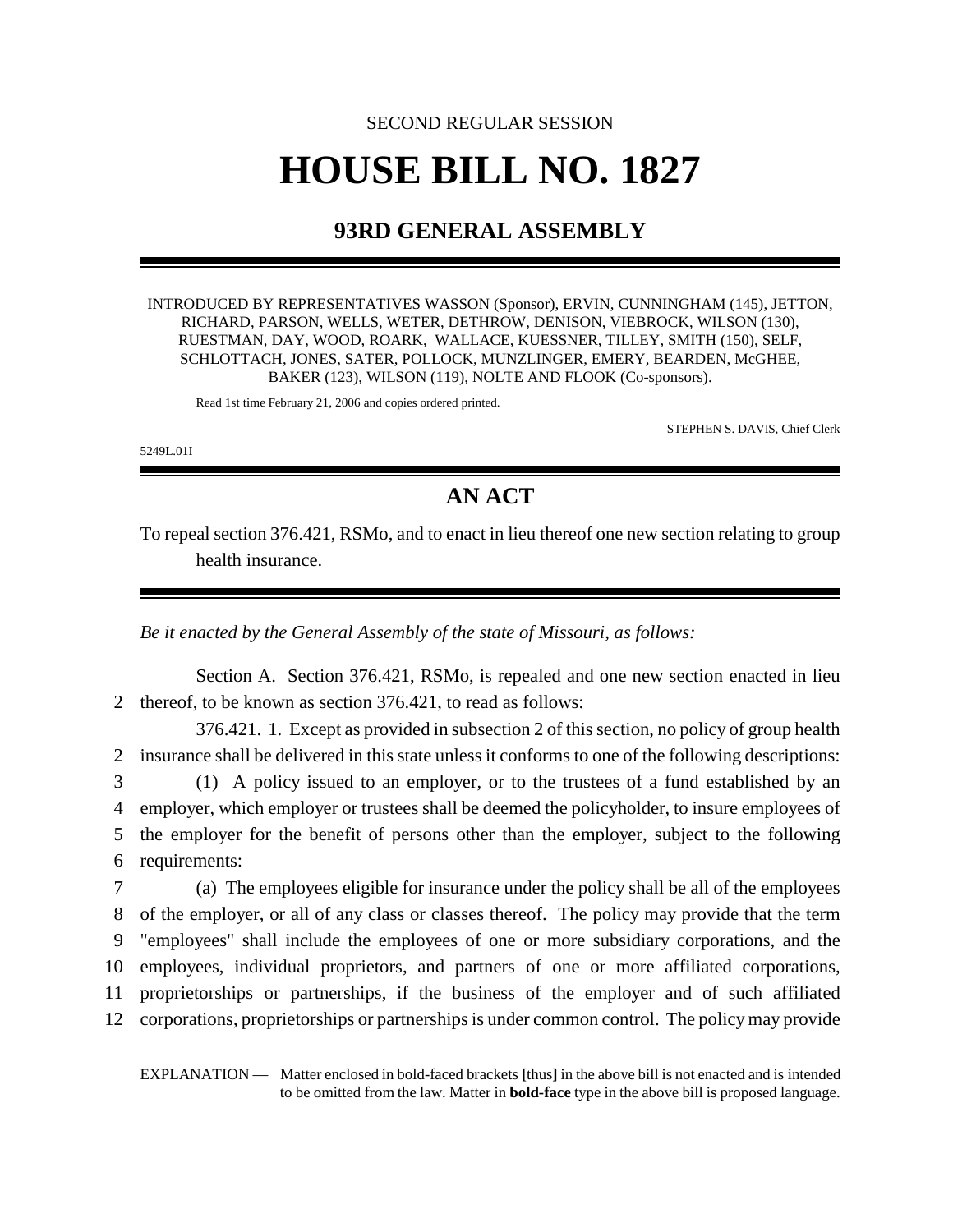SECOND REGULAR SESSION

# HOUSE BILL NO. 1827

## 93RD GENERAL ASSEMBLY

INTRODUCED BY REPRESENTATIVES WASSON (Sponsor), ERVIN, CUNNINGHAM (145), JETTON, RICHARD, PARSON, WELLS, WETER, DETHROW, DENISON, VIEBROCK, WILSON (130), RUESTMAN, DAY, WOOD, ROARK, WALLACE, KUESSNER, TILLEY, SMITH (150), SELF, SCHLOTTACH, JONES, SATER, POLLOCK, MUNZLINGER, EMERY, BEARDEN, McGHEE, BAKER (123), WILSON (119), NOLTE AND FLOOK (Co-sponsors).

Read 1st time February 21, 2006 and copies ordered printed.

STEPHEN S. DAVIS, Chief Clerk

5249L.01I

## AN ACT

To repeal section 376.421, RSMo, and to enact in lieu thereof one new section relating to group health insurance.

*Be it enacted by the General Assembly of the state of Missouri, as follows:*

Section A. Section 376.421, RSMo, is repealed and one new section enacted in lieu thereof, to be known as section 376.421, to read as follows:

376.421. 1. Except as provided in subsection 2 of this section, no policy of group health insurance shall be delivered in this state unless it conforms to one of the following descriptions:

(1) A policy issued to an employer, or to the trustees of a fund established by an employer, which employer or trustees shall be deemed the policyholder, to insure employees of the employer for the benefit of persons other than the employer, subject to the following requirements:

(a) The employees eligible for insurance under the policy shall be all of the employees of the employer, or all of any class or classes thereof. The policy may provide that the term "employees" shall include the employees of one or more subsidiary corporations, and the employees, individual proprietors, and partners of one or more affiliated corporations, proprietorships or partnerships, if the business of the employer and of such affiliated corporations, proprietorships or partnerships is under common control. The policy may provide

EXPLANATION — Matter enclosed in bold-faced brackets **[**thus**]** in the above bill is not enacted and is intended to be omitted from the law. Matter in **bold-face** type in the above bill is proposed language.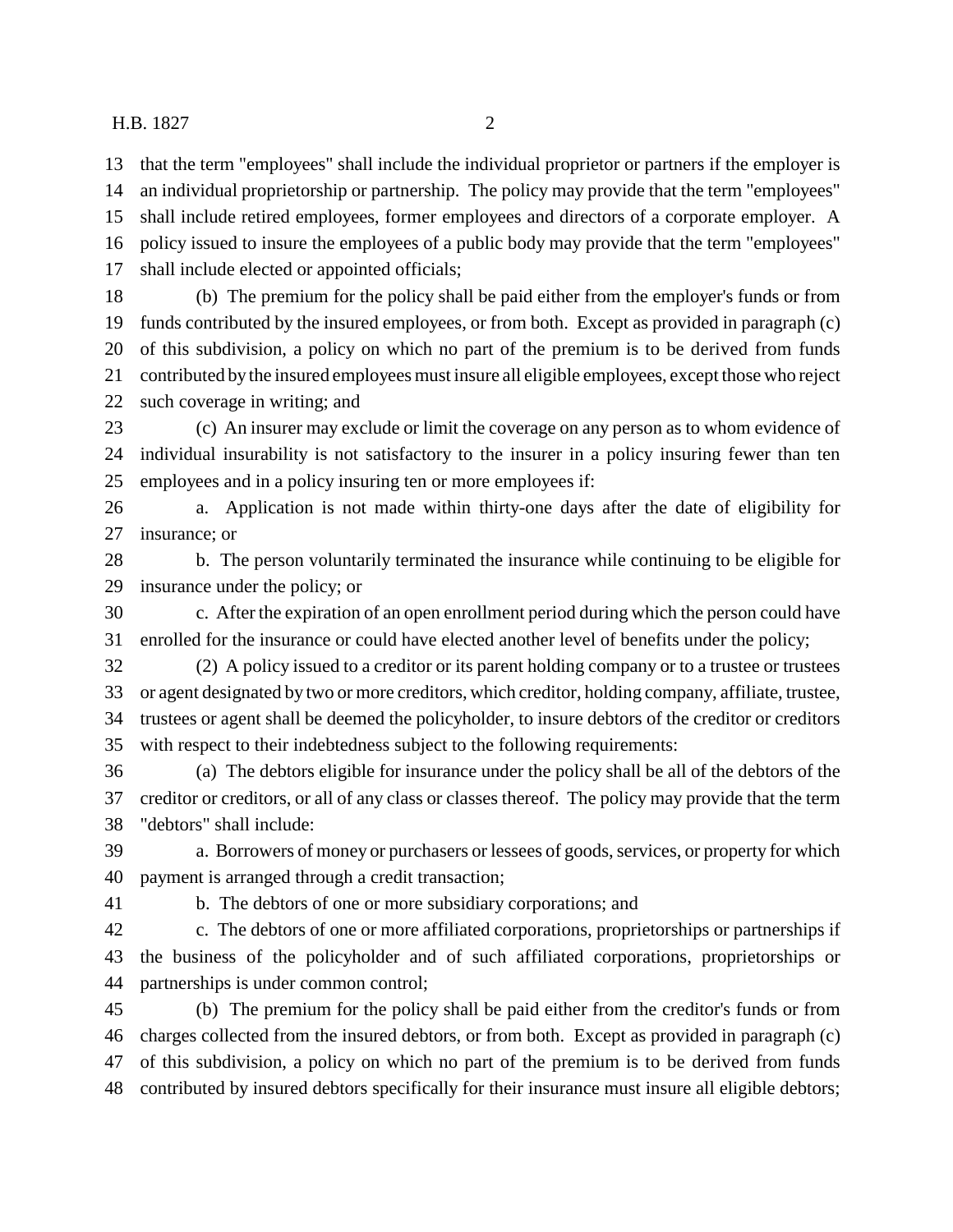that the term "employees" shall include the individual proprietor or partners if the employer is an individual proprietorship or partnership. The policy may provide that the term "employees" shall include retired employees, former employees and directors of a corporate employer. A policy issued to insure the employees of a public body may provide that the term "employees" shall include elected or appointed officials;

(b) The premium for the policy shall be paid either from the employer's funds or from funds contributed by the insured employees, or from both. Except as provided in paragraph (c) of this subdivision, a policy on which no part of the premium is to be derived from funds contributed by the insured employees must insure all eligible employees, except those who reject such coverage in writing; and

(c) An insurer may exclude or limit the coverage on any person as to whom evidence of individual insurability is not satisfactory to the insurer in a policy insuring fewer than ten employees and in a policy insuring ten or more employees if:

a. Application is not made within thirty-one days after the date of eligibility for insurance; or

b. The person voluntarily terminated the insurance while continuing to be eligible for insurance under the policy; or

c. After the expiration of an open enrollment period during which the person could have enrolled for the insurance or could have elected another level of benefits under the policy;

(2) A policy issued to a creditor or its parent holding company or to a trustee or trustees or agent designated by two or more creditors, which creditor, holding company, affiliate, trustee, trustees or agent shall be deemed the policyholder, to insure debtors of the creditor or creditors with respect to their indebtedness subject to the following requirements:

(a) The debtors eligible for insurance under the policy shall be all of the debtors of the creditor or creditors, or all of any class or classes thereof. The policy may provide that the term "debtors" shall include:

a. Borrowers of money or purchasers or lessees of goods, services, or property for which payment is arranged through a credit transaction;

b. The debtors of one or more subsidiary corporations; and

c. The debtors of one or more affiliated corporations, proprietorships or partnerships if the business of the policyholder and of such affiliated corporations, proprietorships or partnerships is under common control;

(b) The premium for the policy shall be paid either from the creditor's funds or from charges collected from the insured debtors, or from both. Except as provided in paragraph (c) of this subdivision, a policy on which no part of the premium is to be derived from funds contributed by insured debtors specifically for their insurance must insure all eligible debtors;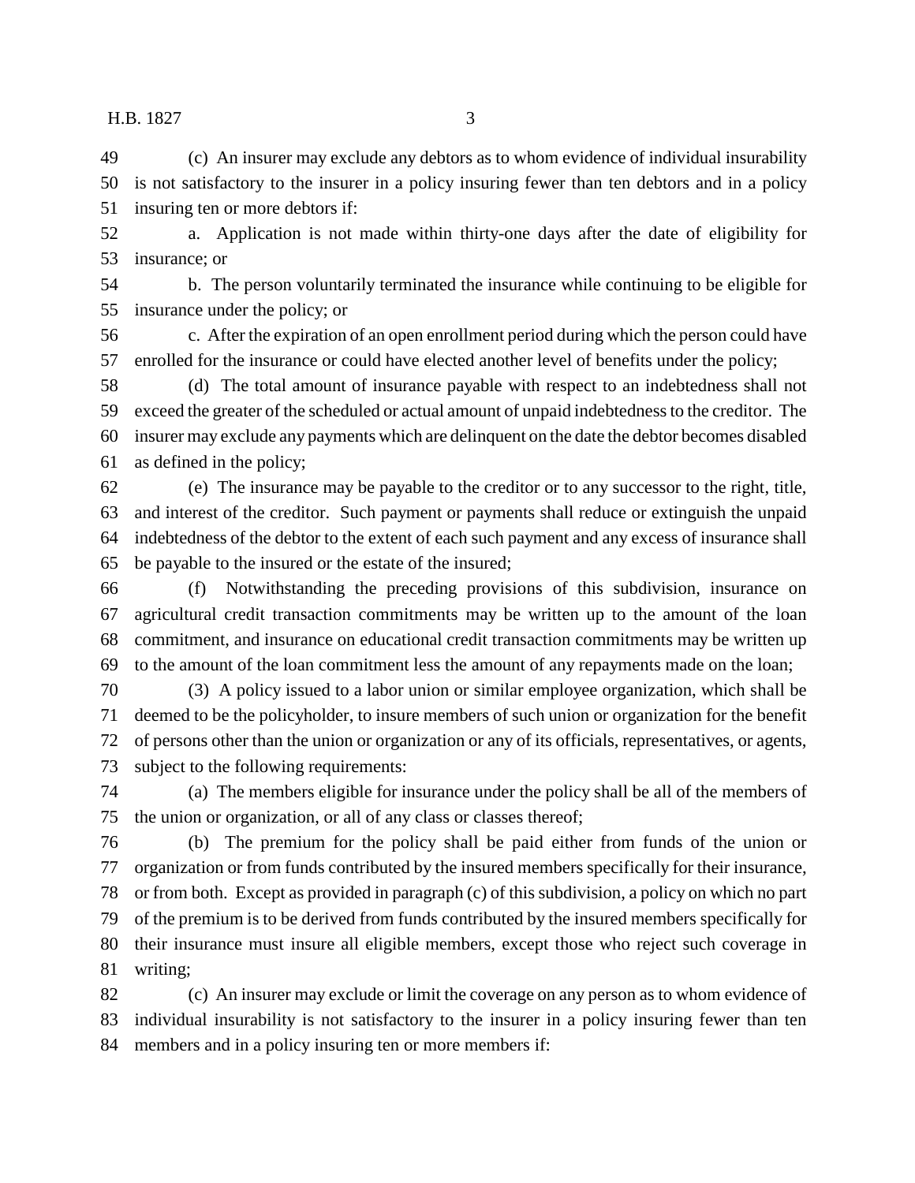(c) An insurer may exclude any debtors as to whom evidence of individual insurability is not satisfactory to the insurer in a policy insuring fewer than ten debtors and in a policy insuring ten or more debtors if:

a. Application is not made within thirty-one days after the date of eligibility for insurance; or

b. The person voluntarily terminated the insurance while continuing to be eligible for insurance under the policy; or

c. After the expiration of an open enrollment period during which the person could have enrolled for the insurance or could have elected another level of benefits under the policy;

(d) The total amount of insurance payable with respect to an indebtedness shall not exceed the greater of the scheduled or actual amount of unpaid indebtedness to the creditor. The insurer may exclude any payments which are delinquent on the date the debtor becomes disabled as defined in the policy;

(e) The insurance may be payable to the creditor or to any successor to the right, title, and interest of the creditor. Such payment or payments shall reduce or extinguish the unpaid indebtedness of the debtor to the extent of each such payment and any excess of insurance shall be payable to the insured or the estate of the insured;

(f) Notwithstanding the preceding provisions of this subdivision, insurance on agricultural credit transaction commitments may be written up to the amount of the loan commitment, and insurance on educational credit transaction commitments may be written up to the amount of the loan commitment less the amount of any repayments made on the loan;

(3) A policy issued to a labor union or similar employee organization, which shall be deemed to be the policyholder, to insure members of such union or organization for the benefit of persons other than the union or organization or any of its officials, representatives, or agents, subject to the following requirements:

(a) The members eligible for insurance under the policy shall be all of the members of the union or organization, or all of any class or classes thereof;

(b) The premium for the policy shall be paid either from funds of the union or organization or from funds contributed by the insured members specifically for their insurance, or from both. Except as provided in paragraph (c) of this subdivision, a policy on which no part of the premium is to be derived from funds contributed by the insured members specifically for their insurance must insure all eligible members, except those who reject such coverage in writing;

(c) An insurer may exclude or limit the coverage on any person as to whom evidence of individual insurability is not satisfactory to the insurer in a policy insuring fewer than ten members and in a policy insuring ten or more members if: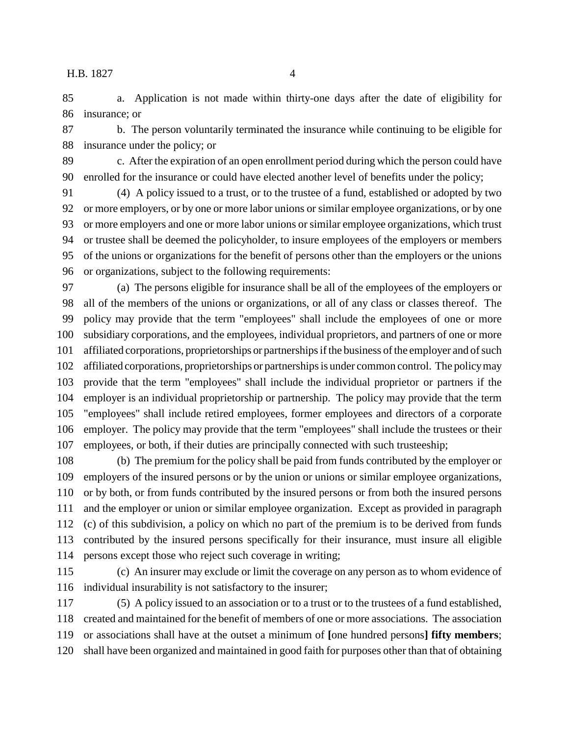a. Application is not made within thirty-one days after the date of eligibility for insurance; or

b. The person voluntarily terminated the insurance while continuing to be eligible for insurance under the policy; or

c. After the expiration of an open enrollment period during which the person could have enrolled for the insurance or could have elected another level of benefits under the policy;

(4) A policy issued to a trust, or to the trustee of a fund, established or adopted by two or more employers, or by one or more labor unions or similar employee organizations, or by one or more employers and one or more labor unions or similar employee organizations, which trust or trustee shall be deemed the policyholder, to insure employees of the employers or members of the unions or organizations for the benefit of persons other than the employers or the unions or organizations, subject to the following requirements:

(a) The persons eligible for insurance shall be all of the employees of the employers or all of the members of the unions or organizations, or all of any class or classes thereof. The policy may provide that the term "employees" shall include the employees of one or more subsidiary corporations, and the employees, individual proprietors, and partners of one or more affiliated corporations, proprietorships or partnerships if the business of the employer and of such affiliated corporations, proprietorships or partnerships is under common control. The policy may provide that the term "employees" shall include the individual proprietor or partners if the employer is an individual proprietorship or partnership. The policy may provide that the term "employees" shall include retired employees, former employees and directors of a corporate employer. The policy may provide that the term "employees" shall include the trustees or their employees, or both, if their duties are principally connected with such trusteeship;

(b) The premium for the policy shall be paid from funds contributed by the employer or employers of the insured persons or by the union or unions or similar employee organizations, or by both, or from funds contributed by the insured persons or from both the insured persons and the employer or union or similar employee organization. Except as provided in paragraph (c) of this subdivision, a policy on which no part of the premium is to be derived from funds contributed by the insured persons specifically for their insurance, must insure all eligible persons except those who reject such coverage in writing;

(c) An insurer may exclude or limit the coverage on any person as to whom evidence of individual insurability is not satisfactory to the insurer;

(5) A policy issued to an association or to a trust or to the trustees of a fund established, created and maintained for the benefit of members of one or more associations. The association or associations shall have at the outset a minimum of **[**one hundred persons**]** **fifty members**; shall have been organized and maintained in good faith for purposes other than that of obtaining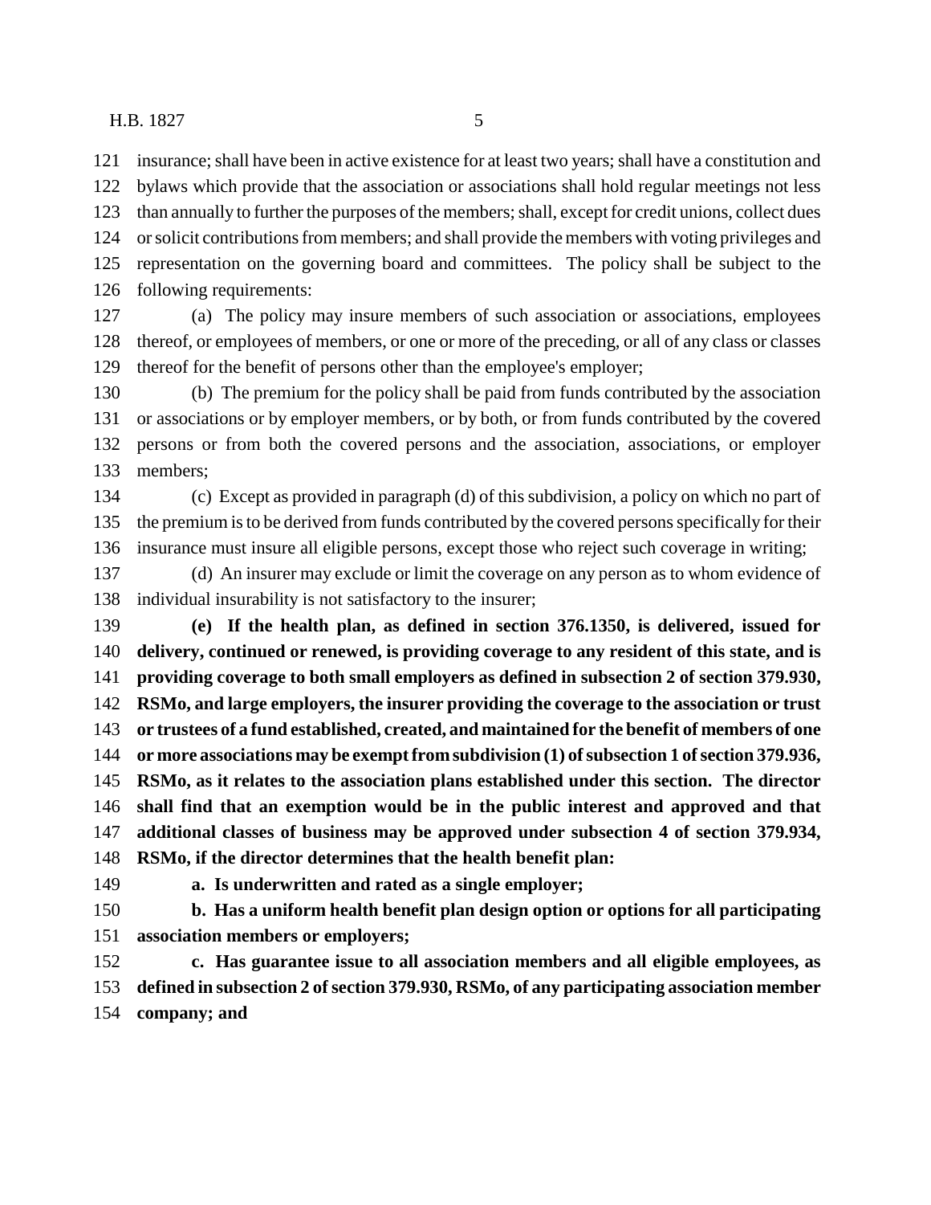insurance; shall have been in active existence for at least two years; shall have a constitution and bylaws which provide that the association or associations shall hold regular meetings not less than annually to further the purposes of the members; shall, except for credit unions, collect dues or solicit contributions from members; and shall provide the members with voting privileges and representation on the governing board and committees. The policy shall be subject to the following requirements:

(a) The policy may insure members of such association or associations, employees thereof, or employees of members, or one or more of the preceding, or all of any class or classes thereof for the benefit of persons other than the employee's employer;

(b) The premium for the policy shall be paid from funds contributed by the association or associations or by employer members, or by both, or from funds contributed by the covered persons or from both the covered persons and the association, associations, or employer members;

(c) Except as provided in paragraph (d) of this subdivision, a policy on which no part of the premium is to be derived from funds contributed by the covered persons specifically for their insurance must insure all eligible persons, except those who reject such coverage in writing;

(d) An insurer may exclude or limit the coverage on any person as to whom evidence of individual insurability is not satisfactory to the insurer;

**(e) If the health plan, as defined in section 376.1350, is delivered, issued for delivery, continued or renewed, is providing coverage to any resident of this state, and is providing coverage to both small employers as defined in subsection 2 of section 379.930, RSMo, and large employers, the insurer providing the coverage to the association or trust or trustees of a fund established, created, and maintained for the benefit of members of one or more associations may be exempt from subdivision (1) of subsection 1 of section 379.936, RSMo, as it relates to the association plans established under this section. The director shall find that an exemption would be in the public interest and approved and that additional classes of business may be approved under subsection 4 of section 379.934, RSMo, if the director determines that the health benefit plan:**

**a. Is underwritten and rated as a single employer;**

**b. Has a uniform health benefit plan design option or options for all participating association members or employers;**

**c. Has guarantee issue to all association members and all eligible employees, as defined in subsection 2 of section 379.930, RSMo, of any participating association member company; and**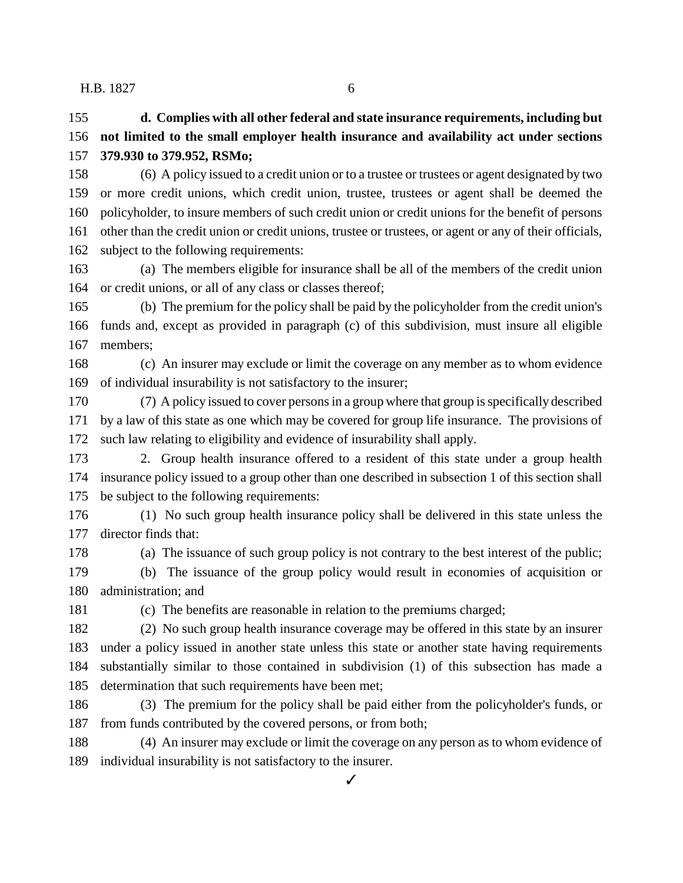**d. Complies with all other federal and state insurance requirements, including but not limited to the small employer health insurance and availability act under sections 379.930 to 379.952, RSMo;**

(6) A policy issued to a credit union or to a trustee or trustees or agent designated by two or more credit unions, which credit union, trustee, trustees or agent shall be deemed the policyholder, to insure members of such credit union or credit unions for the benefit of persons other than the credit union or credit unions, trustee or trustees, or agent or any of their officials, subject to the following requirements:

(a) The members eligible for insurance shall be all of the members of the credit union or credit unions, or all of any class or classes thereof;

(b) The premium for the policy shall be paid by the policyholder from the credit union's funds and, except as provided in paragraph (c) of this subdivision, must insure all eligible members;

(c) An insurer may exclude or limit the coverage on any member as to whom evidence of individual insurability is not satisfactory to the insurer;

(7) A policy issued to cover persons in a group where that group is specifically described by a law of this state as one which may be covered for group life insurance. The provisions of such law relating to eligibility and evidence of insurability shall apply.

2. Group health insurance offered to a resident of this state under a group health insurance policy issued to a group other than one described in subsection 1 of this section shall be subject to the following requirements:

(1) No such group health insurance policy shall be delivered in this state unless the director finds that:

(a) The issuance of such group policy is not contrary to the best interest of the public;

(b) The issuance of the group policy would result in economies of acquisition or administration; and

(c) The benefits are reasonable in relation to the premiums charged;

(2) No such group health insurance coverage may be offered in this state by an insurer under a policy issued in another state unless this state or another state having requirements substantially similar to those contained in subdivision (1) of this subsection has made a determination that such requirements have been met;

(3) The premium for the policy shall be paid either from the policyholder's funds, or from funds contributed by the covered persons, or from both;

(4) An insurer may exclude or limit the coverage on any person as to whom evidence of individual insurability is not satisfactory to the insurer.

✓